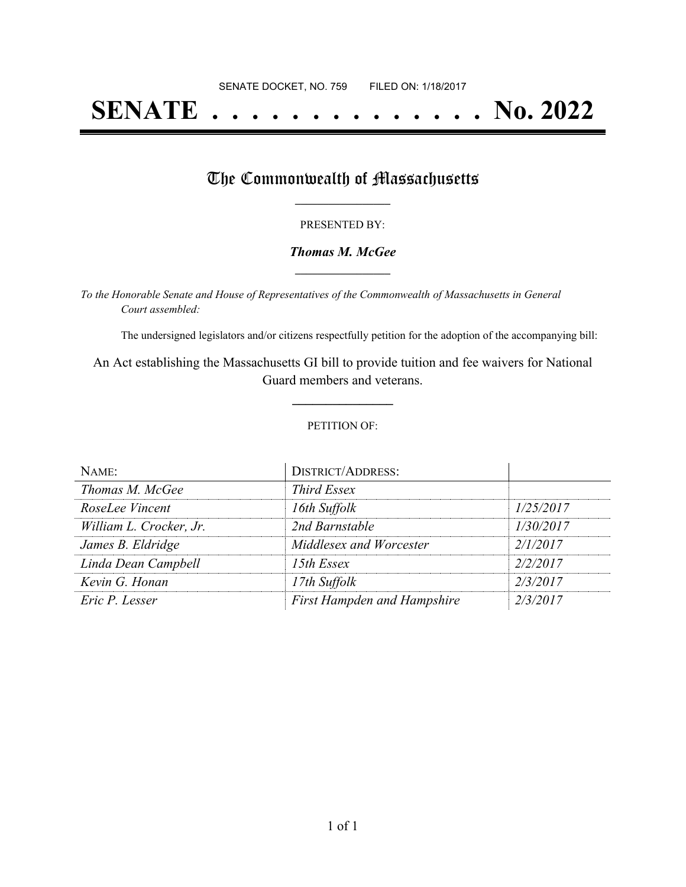SENATE DOCKET, NO. 759        FILED ON: 1/18/2017

# SENATE . . . . . . . . . . . . . . No. 2022

## The Commonwealth of Massachusetts

PRESENTED BY:

***Thomas M. McGee***

*To the Honorable Senate and House of Representatives of the Commonwealth of Massachusetts in General Court assembled:*

The undersigned legislators and/or citizens respectfully petition for the adoption of the accompanying bill:

An Act establishing the Massachusetts GI bill to provide tuition and fee waivers for National Guard members and veterans.

PETITION OF:

| NAME: | DISTRICT/ADDRESS: | |
|---|---|---|
| *Thomas M. McGee* | *Third Essex* | |
| *RoseLee Vincent* | *16th Suffolk* | *1/25/2017* |
| *William L. Crocker, Jr.* | *2nd Barnstable* | *1/30/2017* |
| *James B. Eldridge* | *Middlesex and Worcester* | *2/1/2017* |
| *Linda Dean Campbell* | *15th Essex* | *2/2/2017* |
| *Kevin G. Honan* | *17th Suffolk* | *2/3/2017* |
| *Eric P. Lesser* | *First Hampden and Hampshire* | *2/3/2017* |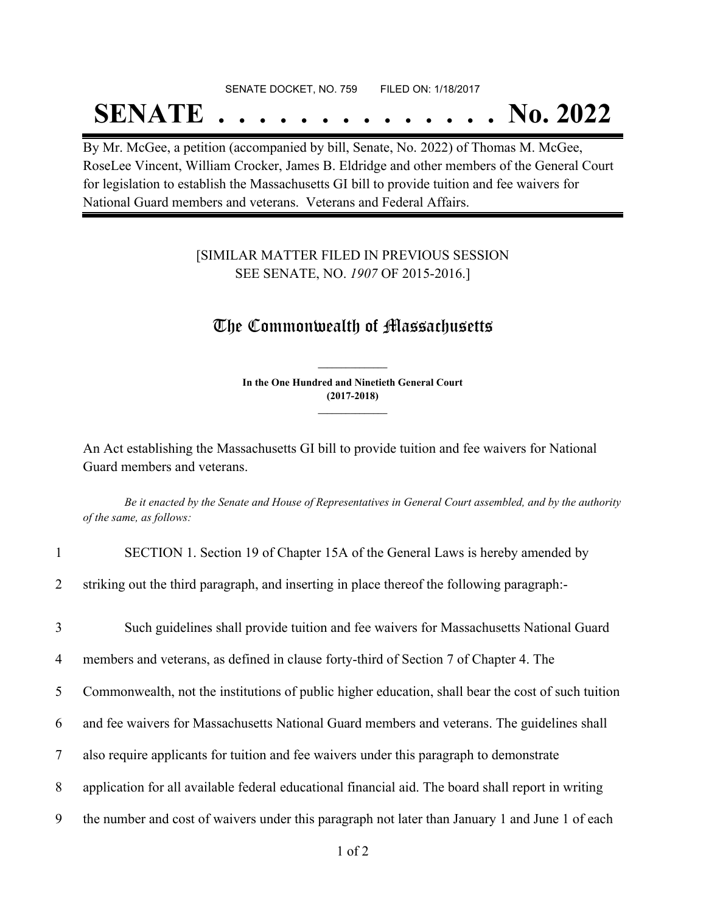SENATE DOCKET, NO. 759        FILED ON: 1/18/2017

# SENATE . . . . . . . . . . . . . . No. 2022

By Mr. McGee, a petition (accompanied by bill, Senate, No. 2022) of Thomas M. McGee, RoseLee Vincent, William Crocker, James B. Eldridge and other members of the General Court for legislation to establish the Massachusetts GI bill to provide tuition and fee waivers for National Guard members and veterans. Veterans and Federal Affairs.

[SIMILAR MATTER FILED IN PREVIOUS SESSION
SEE SENATE, NO. *1907* OF 2015-2016.]

## The Commonwealth of Massachusetts

**In the One Hundred and Ninetieth General Court**
**(2017-2018)**

An Act establishing the Massachusetts GI bill to provide tuition and fee waivers for National Guard members and veterans.

*Be it enacted by the Senate and House of Representatives in General Court assembled, and by the authority of the same, as follows:*

1 SECTION 1. Section 19 of Chapter 15A of the General Laws is hereby amended by
2 striking out the third paragraph, and inserting in place thereof the following paragraph:-

3 Such guidelines shall provide tuition and fee waivers for Massachusetts National Guard
4 members and veterans, as defined in clause forty-third of Section 7 of Chapter 4. The
5 Commonwealth, not the institutions of public higher education, shall bear the cost of such tuition
6 and fee waivers for Massachusetts National Guard members and veterans. The guidelines shall
7 also require applicants for tuition and fee waivers under this paragraph to demonstrate
8 application for all available federal educational financial aid. The board shall report in writing
9 the number and cost of waivers under this paragraph not later than January 1 and June 1 of each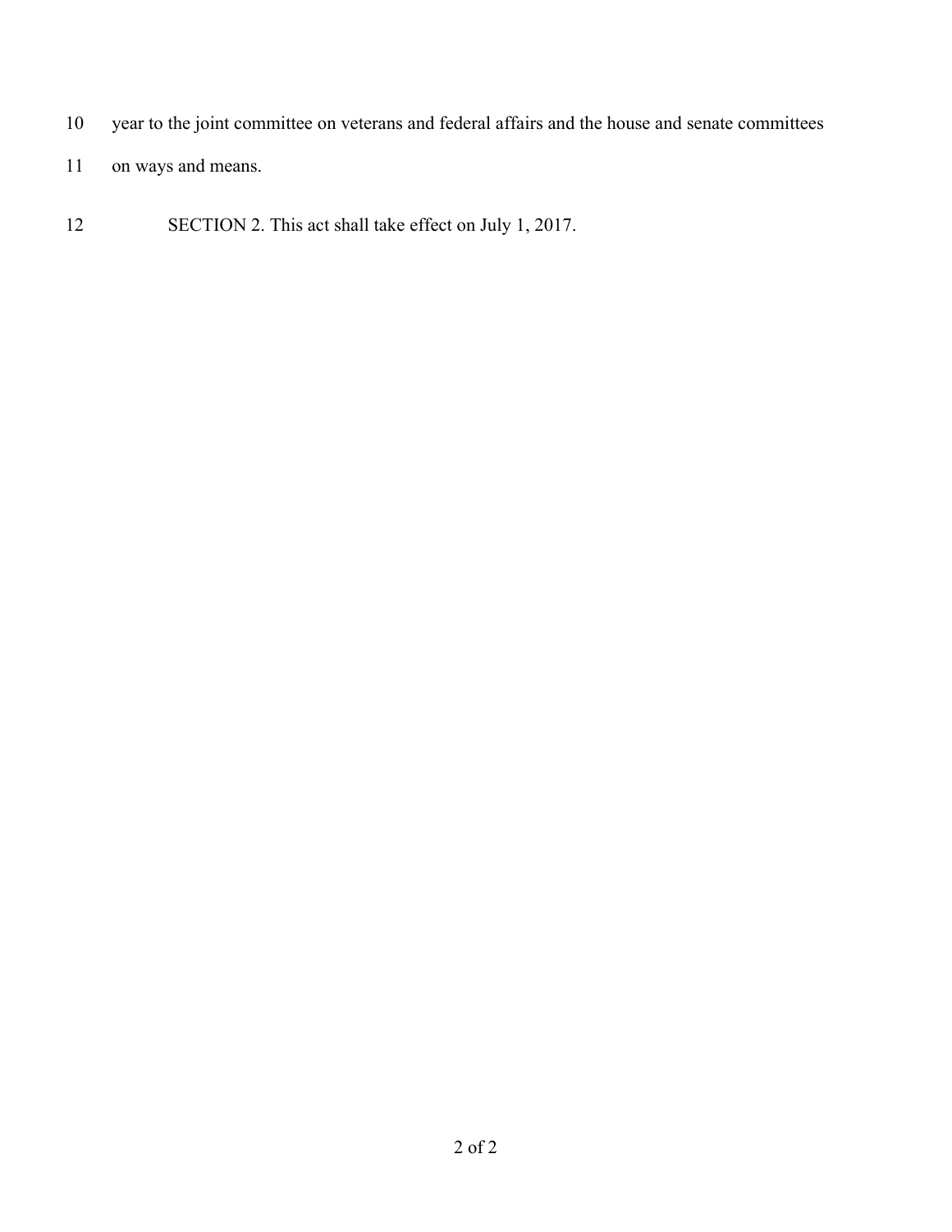10 year to the joint committee on veterans and federal affairs and the house and senate committees

11 on ways and means.

12 SECTION 2. This act shall take effect on July 1, 2017.